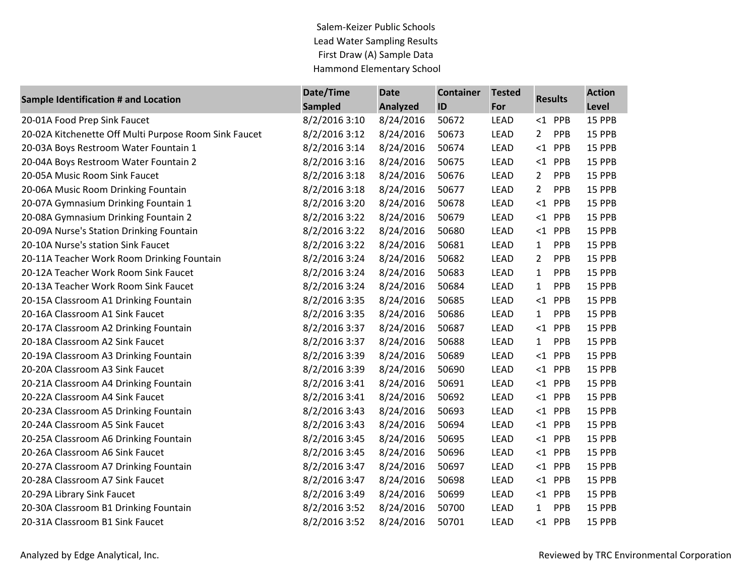Salem-Keizer Public Schools
Lead Water Sampling Results
First Draw (A) Sample Data
Hammond Elementary School

| Sample Identification # and Location | Date/Time Sampled | Date Analyzed | Container ID | Tested For | Results | Action Level |
|---|---|---|---|---|---|---|
| 20-01A Food Prep Sink Faucet | 8/2/2016 3:10 | 8/24/2016 | 50672 | LEAD | <1 PPB | 15 PPB |
| 20-02A Kitchenette Off Multi Purpose Room Sink Faucet | 8/2/2016 3:12 | 8/24/2016 | 50673 | LEAD | 2 PPB | 15 PPB |
| 20-03A Boys Restroom Water Fountain 1 | 8/2/2016 3:14 | 8/24/2016 | 50674 | LEAD | <1 PPB | 15 PPB |
| 20-04A Boys Restroom Water Fountain 2 | 8/2/2016 3:16 | 8/24/2016 | 50675 | LEAD | <1 PPB | 15 PPB |
| 20-05A Music Room Sink Faucet | 8/2/2016 3:18 | 8/24/2016 | 50676 | LEAD | 2 PPB | 15 PPB |
| 20-06A Music Room Drinking Fountain | 8/2/2016 3:18 | 8/24/2016 | 50677 | LEAD | 2 PPB | 15 PPB |
| 20-07A Gymnasium Drinking Fountain 1 | 8/2/2016 3:20 | 8/24/2016 | 50678 | LEAD | <1 PPB | 15 PPB |
| 20-08A Gymnasium Drinking Fountain 2 | 8/2/2016 3:22 | 8/24/2016 | 50679 | LEAD | <1 PPB | 15 PPB |
| 20-09A Nurse's Station Drinking Fountain | 8/2/2016 3:22 | 8/24/2016 | 50680 | LEAD | <1 PPB | 15 PPB |
| 20-10A Nurse's station Sink Faucet | 8/2/2016 3:22 | 8/24/2016 | 50681 | LEAD | 1 PPB | 15 PPB |
| 20-11A Teacher Work Room Drinking Fountain | 8/2/2016 3:24 | 8/24/2016 | 50682 | LEAD | 2 PPB | 15 PPB |
| 20-12A Teacher Work Room Sink Faucet | 8/2/2016 3:24 | 8/24/2016 | 50683 | LEAD | 1 PPB | 15 PPB |
| 20-13A Teacher Work Room Sink Faucet | 8/2/2016 3:24 | 8/24/2016 | 50684 | LEAD | 1 PPB | 15 PPB |
| 20-15A Classroom A1 Drinking Fountain | 8/2/2016 3:35 | 8/24/2016 | 50685 | LEAD | <1 PPB | 15 PPB |
| 20-16A Classroom A1 Sink Faucet | 8/2/2016 3:35 | 8/24/2016 | 50686 | LEAD | 1 PPB | 15 PPB |
| 20-17A Classroom A2 Drinking Fountain | 8/2/2016 3:37 | 8/24/2016 | 50687 | LEAD | <1 PPB | 15 PPB |
| 20-18A Classroom A2 Sink Faucet | 8/2/2016 3:37 | 8/24/2016 | 50688 | LEAD | 1 PPB | 15 PPB |
| 20-19A Classroom A3 Drinking Fountain | 8/2/2016 3:39 | 8/24/2016 | 50689 | LEAD | <1 PPB | 15 PPB |
| 20-20A Classroom A3 Sink Faucet | 8/2/2016 3:39 | 8/24/2016 | 50690 | LEAD | <1 PPB | 15 PPB |
| 20-21A Classroom A4 Drinking Fountain | 8/2/2016 3:41 | 8/24/2016 | 50691 | LEAD | <1 PPB | 15 PPB |
| 20-22A Classroom A4 Sink Faucet | 8/2/2016 3:41 | 8/24/2016 | 50692 | LEAD | <1 PPB | 15 PPB |
| 20-23A Classroom A5 Drinking Fountain | 8/2/2016 3:43 | 8/24/2016 | 50693 | LEAD | <1 PPB | 15 PPB |
| 20-24A Classroom A5 Sink Faucet | 8/2/2016 3:43 | 8/24/2016 | 50694 | LEAD | <1 PPB | 15 PPB |
| 20-25A Classroom A6 Drinking Fountain | 8/2/2016 3:45 | 8/24/2016 | 50695 | LEAD | <1 PPB | 15 PPB |
| 20-26A Classroom A6 Sink Faucet | 8/2/2016 3:45 | 8/24/2016 | 50696 | LEAD | <1 PPB | 15 PPB |
| 20-27A Classroom A7 Drinking Fountain | 8/2/2016 3:47 | 8/24/2016 | 50697 | LEAD | <1 PPB | 15 PPB |
| 20-28A Classroom A7 Sink Faucet | 8/2/2016 3:47 | 8/24/2016 | 50698 | LEAD | <1 PPB | 15 PPB |
| 20-29A Library Sink Faucet | 8/2/2016 3:49 | 8/24/2016 | 50699 | LEAD | <1 PPB | 15 PPB |
| 20-30A Classroom B1 Drinking Fountain | 8/2/2016 3:52 | 8/24/2016 | 50700 | LEAD | 1 PPB | 15 PPB |
| 20-31A Classroom B1 Sink Faucet | 8/2/2016 3:52 | 8/24/2016 | 50701 | LEAD | <1 PPB | 15 PPB |

Analyzed by Edge Analytical, Inc.

Reviewed by TRC Environmental Corporation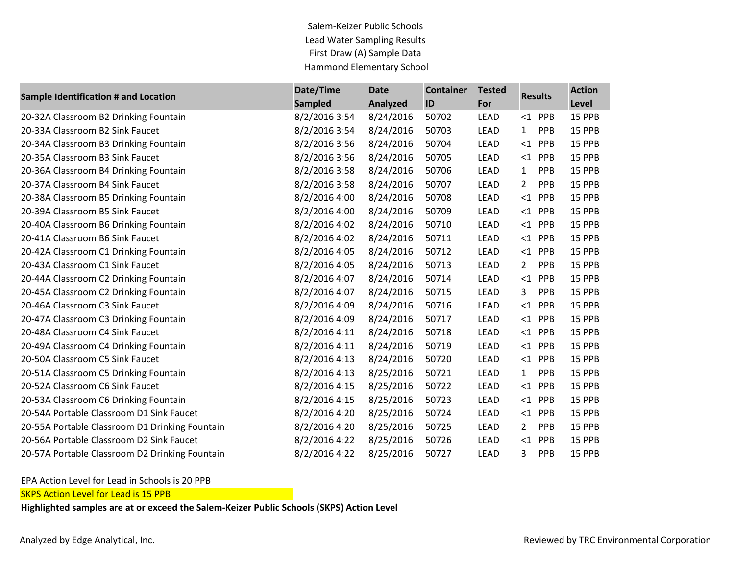Salem-Keizer Public Schools
Lead Water Sampling Results
First Draw (A) Sample Data
Hammond Elementary School

| Sample Identification # and Location | Date/Time Sampled | Date Analyzed | Container ID | Tested For | Results | Action Level |
|---|---|---|---|---|---|---|
| 20-32A Classroom B2 Drinking Fountain | 8/2/2016 3:54 | 8/24/2016 | 50702 | LEAD | <1 PPB | 15 PPB |
| 20-33A Classroom B2 Sink Faucet | 8/2/2016 3:54 | 8/24/2016 | 50703 | LEAD | 1 PPB | 15 PPB |
| 20-34A Classroom B3 Drinking Fountain | 8/2/2016 3:56 | 8/24/2016 | 50704 | LEAD | <1 PPB | 15 PPB |
| 20-35A Classroom B3 Sink Faucet | 8/2/2016 3:56 | 8/24/2016 | 50705 | LEAD | <1 PPB | 15 PPB |
| 20-36A Classroom B4 Drinking Fountain | 8/2/2016 3:58 | 8/24/2016 | 50706 | LEAD | 1 PPB | 15 PPB |
| 20-37A Classroom B4 Sink Faucet | 8/2/2016 3:58 | 8/24/2016 | 50707 | LEAD | 2 PPB | 15 PPB |
| 20-38A Classroom B5 Drinking Fountain | 8/2/2016 4:00 | 8/24/2016 | 50708 | LEAD | <1 PPB | 15 PPB |
| 20-39A Classroom B5 Sink Faucet | 8/2/2016 4:00 | 8/24/2016 | 50709 | LEAD | <1 PPB | 15 PPB |
| 20-40A Classroom B6 Drinking Fountain | 8/2/2016 4:02 | 8/24/2016 | 50710 | LEAD | <1 PPB | 15 PPB |
| 20-41A Classroom B6 Sink Faucet | 8/2/2016 4:02 | 8/24/2016 | 50711 | LEAD | <1 PPB | 15 PPB |
| 20-42A Classroom C1 Drinking Fountain | 8/2/2016 4:05 | 8/24/2016 | 50712 | LEAD | <1 PPB | 15 PPB |
| 20-43A Classroom C1 Sink Faucet | 8/2/2016 4:05 | 8/24/2016 | 50713 | LEAD | 2 PPB | 15 PPB |
| 20-44A Classroom C2 Drinking Fountain | 8/2/2016 4:07 | 8/24/2016 | 50714 | LEAD | <1 PPB | 15 PPB |
| 20-45A Classroom C2 Drinking Fountain | 8/2/2016 4:07 | 8/24/2016 | 50715 | LEAD | 3 PPB | 15 PPB |
| 20-46A Classroom C3 Sink Faucet | 8/2/2016 4:09 | 8/24/2016 | 50716 | LEAD | <1 PPB | 15 PPB |
| 20-47A Classroom C3 Drinking Fountain | 8/2/2016 4:09 | 8/24/2016 | 50717 | LEAD | <1 PPB | 15 PPB |
| 20-48A Classroom C4 Sink Faucet | 8/2/2016 4:11 | 8/24/2016 | 50718 | LEAD | <1 PPB | 15 PPB |
| 20-49A Classroom C4 Drinking Fountain | 8/2/2016 4:11 | 8/24/2016 | 50719 | LEAD | <1 PPB | 15 PPB |
| 20-50A Classroom C5 Sink Faucet | 8/2/2016 4:13 | 8/24/2016 | 50720 | LEAD | <1 PPB | 15 PPB |
| 20-51A Classroom C5 Drinking Fountain | 8/2/2016 4:13 | 8/25/2016 | 50721 | LEAD | 1 PPB | 15 PPB |
| 20-52A Classroom C6 Sink Faucet | 8/2/2016 4:15 | 8/25/2016 | 50722 | LEAD | <1 PPB | 15 PPB |
| 20-53A Classroom C6 Drinking Fountain | 8/2/2016 4:15 | 8/25/2016 | 50723 | LEAD | <1 PPB | 15 PPB |
| 20-54A Portable Classroom D1 Sink Faucet | 8/2/2016 4:20 | 8/25/2016 | 50724 | LEAD | <1 PPB | 15 PPB |
| 20-55A Portable Classroom D1 Drinking Fountain | 8/2/2016 4:20 | 8/25/2016 | 50725 | LEAD | 2 PPB | 15 PPB |
| 20-56A Portable Classroom D2 Sink Faucet | 8/2/2016 4:22 | 8/25/2016 | 50726 | LEAD | <1 PPB | 15 PPB |
| 20-57A Portable Classroom D2 Drinking Fountain | 8/2/2016 4:22 | 8/25/2016 | 50727 | LEAD | 3 PPB | 15 PPB |

EPA Action Level for Lead in Schools is 20 PPB

SKPS Action Level for Lead is 15 PPB

**Highlighted samples are at or exceed the Salem-Keizer Public Schools (SKPS) Action Level**

Analyzed by Edge Analytical, Inc.

Reviewed by TRC Environmental Corporation